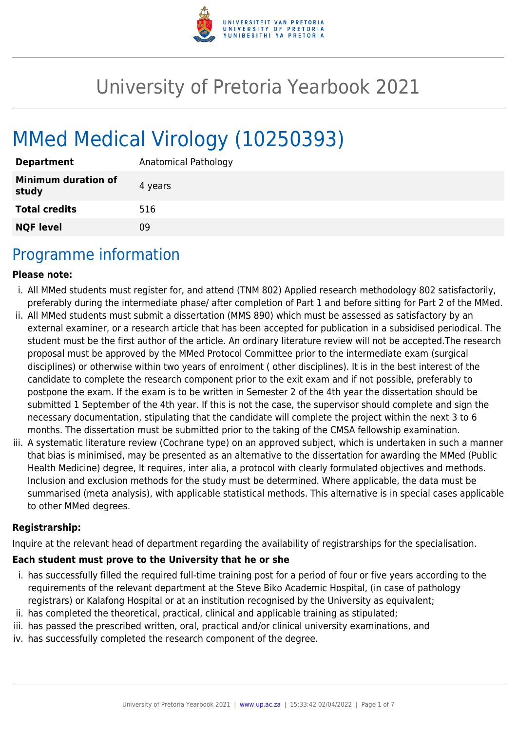# University of Pretoria Yearbook 2021

# MMed Medical Virology (10250393)

| | |
|---|---|
| **Department** | Anatomical Pathology |
| **Minimum duration of study** | 4 years |
| **Total credits** | 516 |
| **NQF level** | 09 |

## Programme information

**Please note:**

i. All MMed students must register for, and attend (TNM 802) Applied research methodology 802 satisfactorily, preferably during the intermediate phase/ after completion of Part 1 and before sitting for Part 2 of the MMed.

ii. All MMed students must submit a dissertation (MMS 890) which must be assessed as satisfactory by an external examiner, or a research article that has been accepted for publication in a subsidised periodical. The student must be the first author of the article. An ordinary literature review will not be accepted.The research proposal must be approved by the MMed Protocol Committee prior to the intermediate exam (surgical disciplines) or otherwise within two years of enrolment ( other disciplines). It is in the best interest of the candidate to complete the research component prior to the exit exam and if not possible, preferably to postpone the exam. If the exam is to be written in Semester 2 of the 4th year the dissertation should be submitted 1 September of the 4th year. If this is not the case, the supervisor should complete and sign the necessary documentation, stipulating that the candidate will complete the project within the next 3 to 6 months. The dissertation must be submitted prior to the taking of the CMSA fellowship examination.

iii. A systematic literature review (Cochrane type) on an approved subject, which is undertaken in such a manner that bias is minimised, may be presented as an alternative to the dissertation for awarding the MMed (Public Health Medicine) degree, It requires, inter alia, a protocol with clearly formulated objectives and methods. Inclusion and exclusion methods for the study must be determined. Where applicable, the data must be summarised (meta analysis), with applicable statistical methods. This alternative is in special cases applicable to other MMed degrees.

**Registrarship:**

Inquire at the relevant head of department regarding the availability of registrarships for the specialisation.

**Each student must prove to the University that he or she**

i. has successfully filled the required full-time training post for a period of four or five years according to the requirements of the relevant department at the Steve Biko Academic Hospital, (in case of pathology registrars) or Kalafong Hospital or at an institution recognised by the University as equivalent;

ii. has completed the theoretical, practical, clinical and applicable training as stipulated;

iii. has passed the prescribed written, oral, practical and/or clinical university examinations, and

iv. has successfully completed the research component of the degree.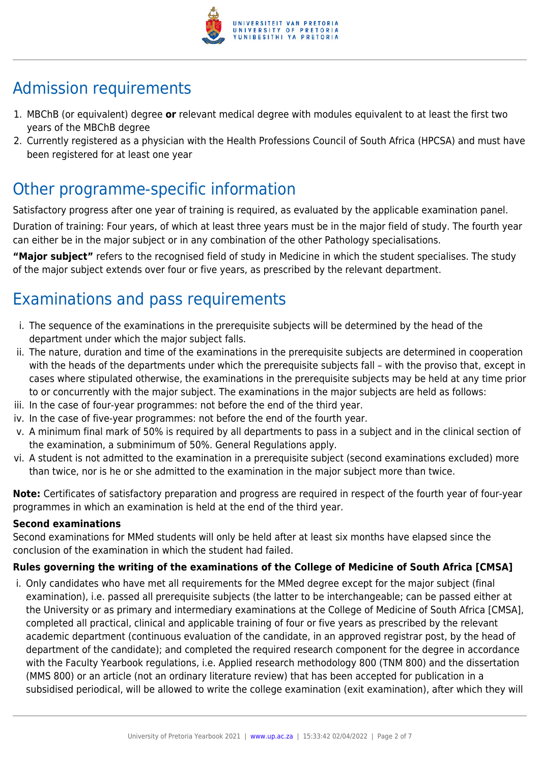## Admission requirements

1. MBChB (or equivalent) degree **or** relevant medical degree with modules equivalent to at least the first two years of the MBChB degree
2. Currently registered as a physician with the Health Professions Council of South Africa (HPCSA) and must have been registered for at least one year

## Other programme-specific information

Satisfactory progress after one year of training is required, as evaluated by the applicable examination panel.

Duration of training: Four years, of which at least three years must be in the major field of study. The fourth year can either be in the major subject or in any combination of the other Pathology specialisations.

**"Major subject"** refers to the recognised field of study in Medicine in which the student specialises. The study of the major subject extends over four or five years, as prescribed by the relevant department.

## Examinations and pass requirements

i. The sequence of the examinations in the prerequisite subjects will be determined by the head of the department under which the major subject falls.
ii. The nature, duration and time of the examinations in the prerequisite subjects are determined in cooperation with the heads of the departments under which the prerequisite subjects fall – with the proviso that, except in cases where stipulated otherwise, the examinations in the prerequisite subjects may be held at any time prior to or concurrently with the major subject. The examinations in the major subjects are held as follows:
iii. In the case of four-year programmes: not before the end of the third year.
iv. In the case of five-year programmes: not before the end of the fourth year.
v. A minimum final mark of 50% is required by all departments to pass in a subject and in the clinical section of the examination, a subminimum of 50%. General Regulations apply.
vi. A student is not admitted to the examination in a prerequisite subject (second examinations excluded) more than twice, nor is he or she admitted to the examination in the major subject more than twice.

**Note:** Certificates of satisfactory preparation and progress are required in respect of the fourth year of four-year programmes in which an examination is held at the end of the third year.

**Second examinations**

Second examinations for MMed students will only be held after at least six months have elapsed since the conclusion of the examination in which the student had failed.

**Rules governing the writing of the examinations of the College of Medicine of South Africa [CMSA]**

i. Only candidates who have met all requirements for the MMed degree except for the major subject (final examination), i.e. passed all prerequisite subjects (the latter to be interchangeable; can be passed either at the University or as primary and intermediary examinations at the College of Medicine of South Africa [CMSA], completed all practical, clinical and applicable training of four or five years as prescribed by the relevant academic department (continuous evaluation of the candidate, in an approved registrar post, by the head of department of the candidate); and completed the required research component for the degree in accordance with the Faculty Yearbook regulations, i.e. Applied research methodology 800 (TNM 800) and the dissertation (MMS 800) or an article (not an ordinary literature review) that has been accepted for publication in a subsidised periodical, will be allowed to write the college examination (exit examination), after which they will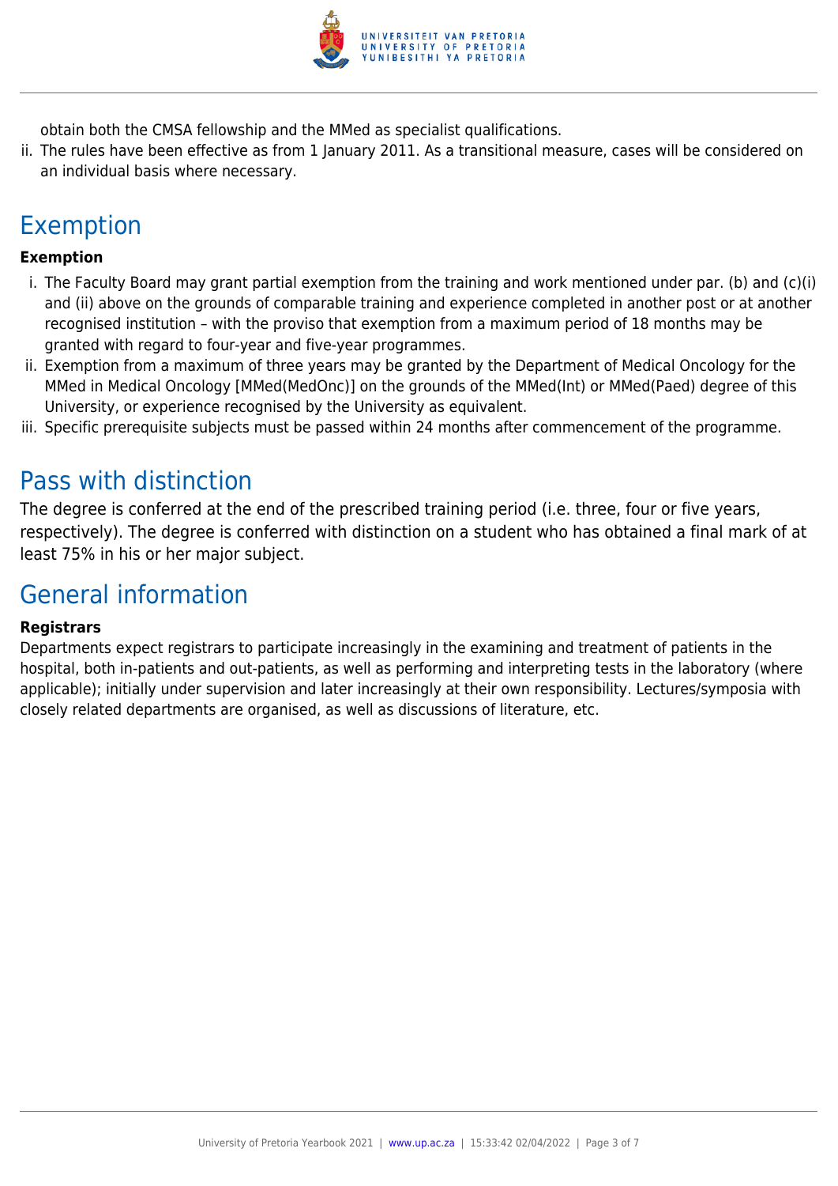obtain both the CMSA fellowship and the MMed as specialist qualifications.

ii. The rules have been effective as from 1 January 2011. As a transitional measure, cases will be considered on an individual basis where necessary.

## Exemption

**Exemption**

i. The Faculty Board may grant partial exemption from the training and work mentioned under par. (b) and (c)(i) and (ii) above on the grounds of comparable training and experience completed in another post or at another recognised institution – with the proviso that exemption from a maximum period of 18 months may be granted with regard to four-year and five-year programmes.
ii. Exemption from a maximum of three years may be granted by the Department of Medical Oncology for the MMed in Medical Oncology [MMed(MedOnc)] on the grounds of the MMed(Int) or MMed(Paed) degree of this University, or experience recognised by the University as equivalent.
iii. Specific prerequisite subjects must be passed within 24 months after commencement of the programme.

## Pass with distinction

The degree is conferred at the end of the prescribed training period (i.e. three, four or five years, respectively). The degree is conferred with distinction on a student who has obtained a final mark of at least 75% in his or her major subject.

## General information

**Registrars**

Departments expect registrars to participate increasingly in the examining and treatment of patients in the hospital, both in-patients and out-patients, as well as performing and interpreting tests in the laboratory (where applicable); initially under supervision and later increasingly at their own responsibility. Lectures/symposia with closely related departments are organised, as well as discussions of literature, etc.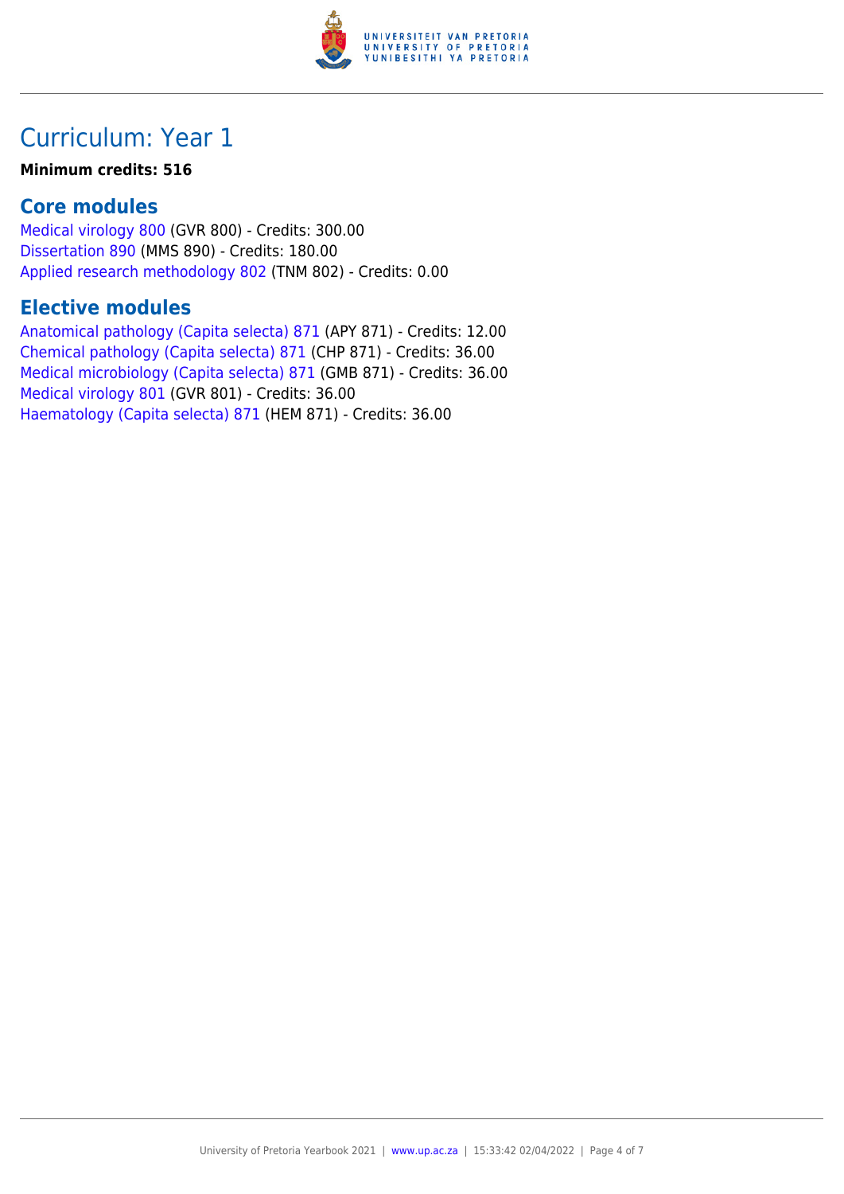# Curriculum: Year 1

**Minimum credits: 516**

## Core modules

Medical virology 800 (GVR 800) - Credits: 300.00
Dissertation 890 (MMS 890) - Credits: 180.00
Applied research methodology 802 (TNM 802) - Credits: 0.00

## Elective modules

Anatomical pathology (Capita selecta) 871 (APY 871) - Credits: 12.00
Chemical pathology (Capita selecta) 871 (CHP 871) - Credits: 36.00
Medical microbiology (Capita selecta) 871 (GMB 871) - Credits: 36.00
Medical virology 801 (GVR 801) - Credits: 36.00
Haematology (Capita selecta) 871 (HEM 871) - Credits: 36.00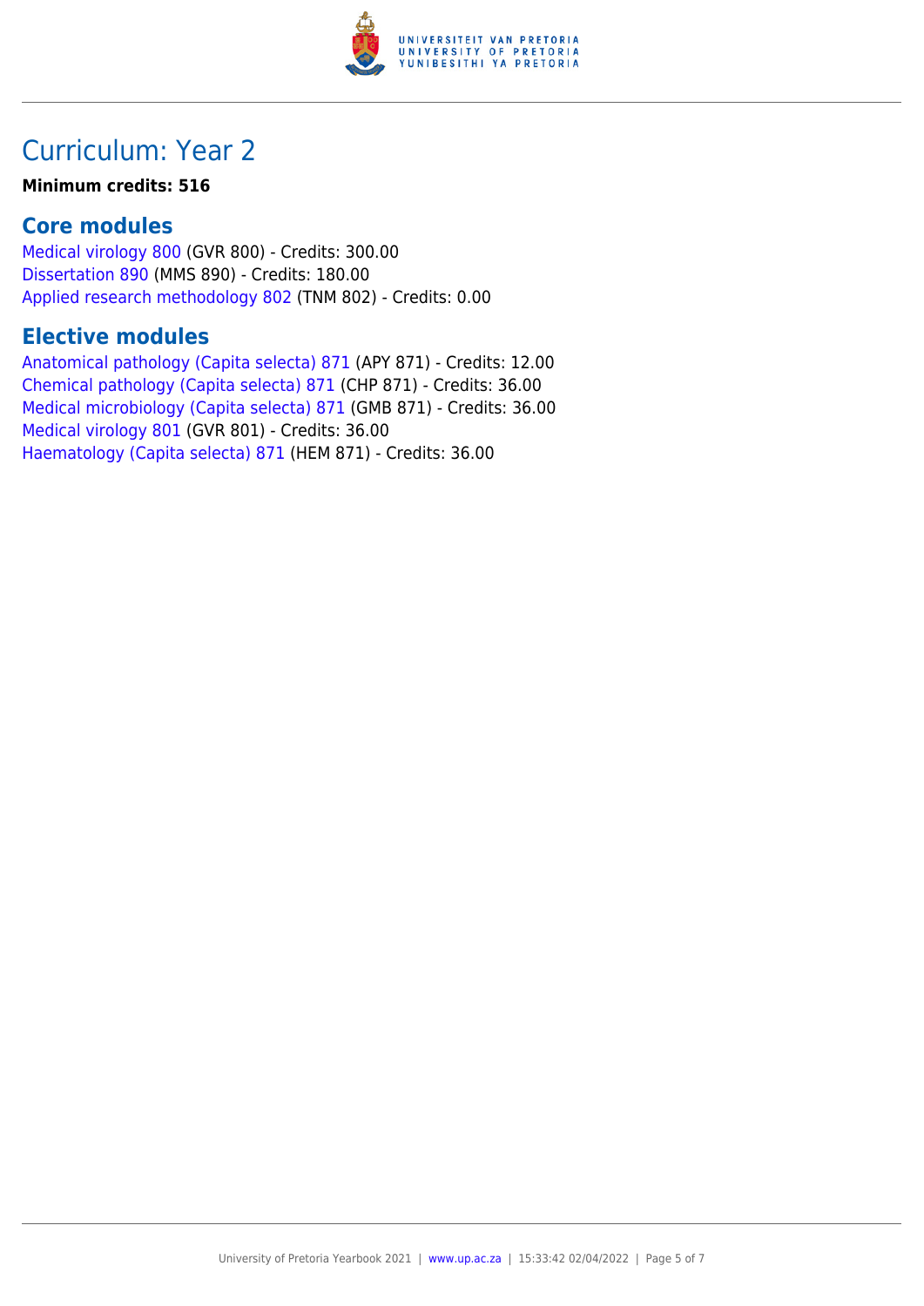# Curriculum: Year 2

**Minimum credits: 516**

## Core modules

Medical virology 800 (GVR 800) - Credits: 300.00
Dissertation 890 (MMS 890) - Credits: 180.00
Applied research methodology 802 (TNM 802) - Credits: 0.00

## Elective modules

Anatomical pathology (Capita selecta) 871 (APY 871) - Credits: 12.00
Chemical pathology (Capita selecta) 871 (CHP 871) - Credits: 36.00
Medical microbiology (Capita selecta) 871 (GMB 871) - Credits: 36.00
Medical virology 801 (GVR 801) - Credits: 36.00
Haematology (Capita selecta) 871 (HEM 871) - Credits: 36.00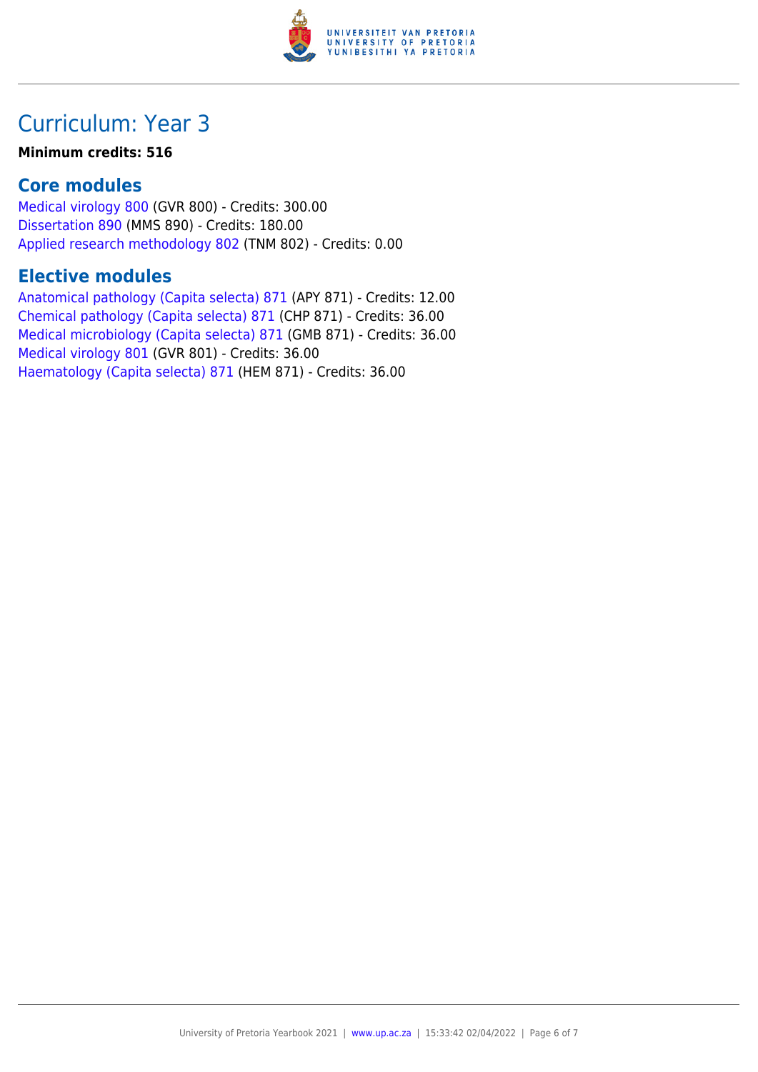# Curriculum: Year 3

**Minimum credits: 516**

## Core modules

Medical virology 800 (GVR 800) - Credits: 300.00
Dissertation 890 (MMS 890) - Credits: 180.00
Applied research methodology 802 (TNM 802) - Credits: 0.00

## Elective modules

Anatomical pathology (Capita selecta) 871 (APY 871) - Credits: 12.00
Chemical pathology (Capita selecta) 871 (CHP 871) - Credits: 36.00
Medical microbiology (Capita selecta) 871 (GMB 871) - Credits: 36.00
Medical virology 801 (GVR 801) - Credits: 36.00
Haematology (Capita selecta) 871 (HEM 871) - Credits: 36.00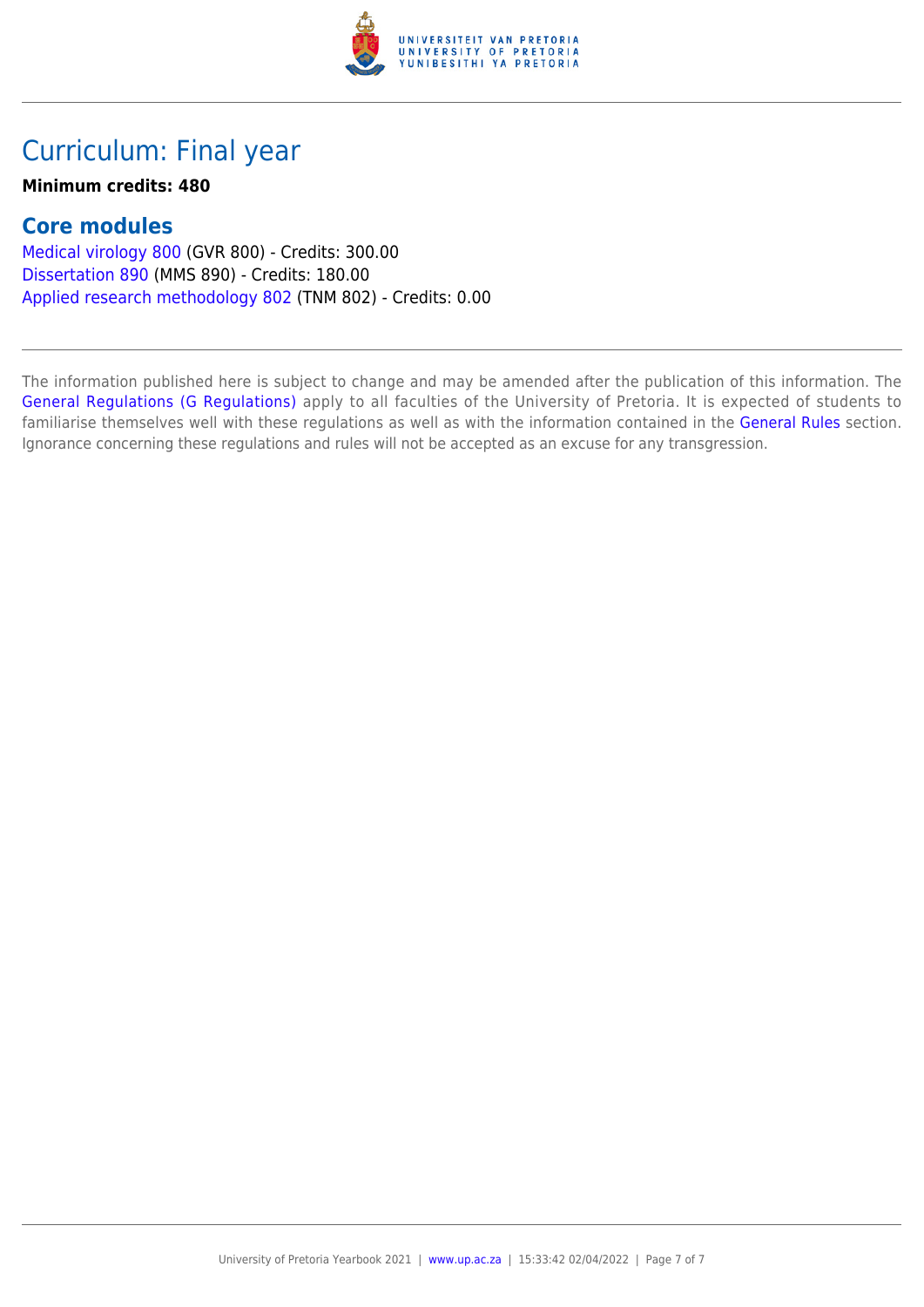## Curriculum: Final year

**Minimum credits: 480**

### Core modules

Medical virology 800 (GVR 800) - Credits: 300.00
Dissertation 890 (MMS 890) - Credits: 180.00
Applied research methodology 802 (TNM 802) - Credits: 0.00

The information published here is subject to change and may be amended after the publication of this information. The General Regulations (G Regulations) apply to all faculties of the University of Pretoria. It is expected of students to familiarise themselves well with these regulations as well as with the information contained in the General Rules section. Ignorance concerning these regulations and rules will not be accepted as an excuse for any transgression.